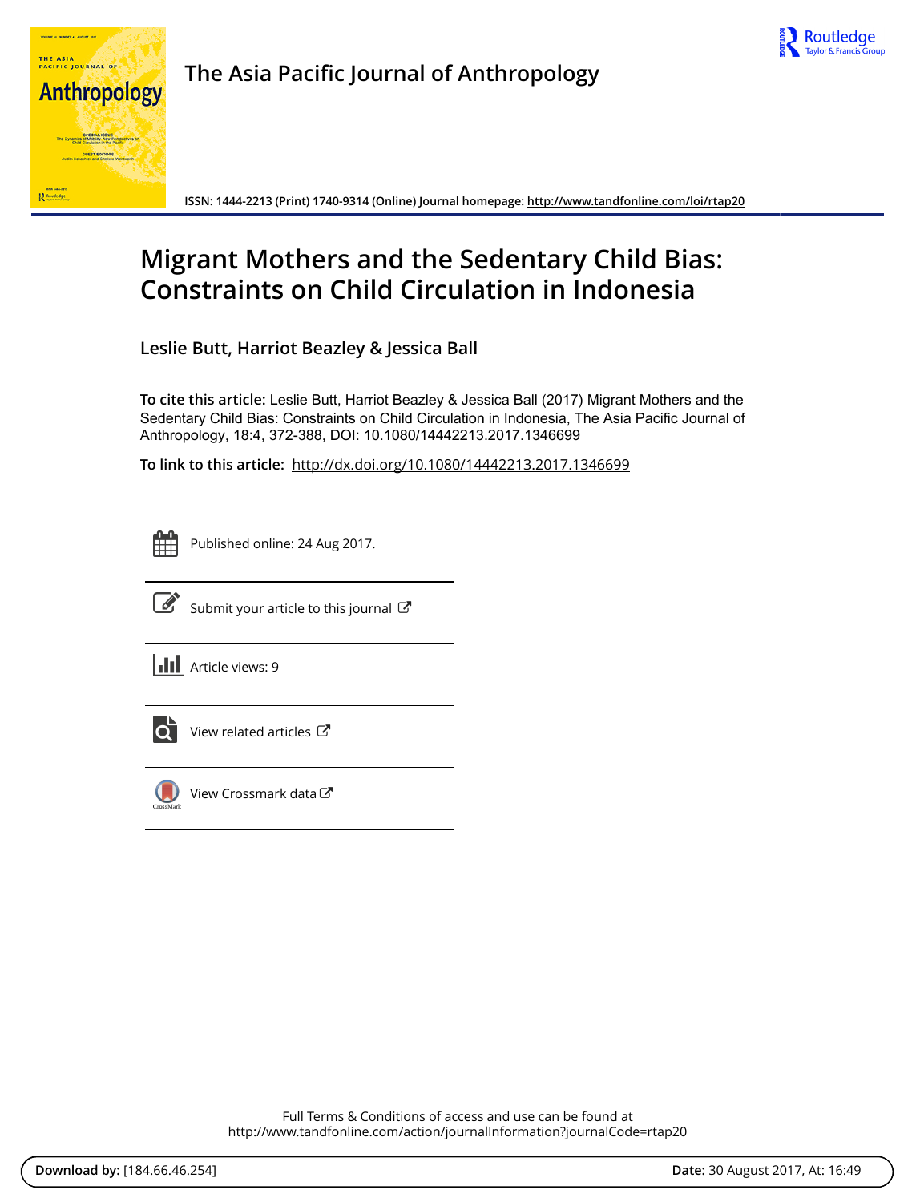# The Asia Pacific Journal of Anthropology

ISSN: 1444-2213 (Print) 1740-9314 (Online) Journal homepage: http://www.tandfonline.com/loi/rtap20

# Migrant Mothers and the Sedentary Child Bias: Constraints on Child Circulation in Indonesia

**Leslie Butt, Harriot Beazley & Jessica Ball**

**To cite this article:** Leslie Butt, Harriot Beazley & Jessica Ball (2017) Migrant Mothers and the Sedentary Child Bias: Constraints on Child Circulation in Indonesia, The Asia Pacific Journal of Anthropology, 18:4, 372-388, DOI: 10.1080/14442213.2017.1346699

**To link to this article:** http://dx.doi.org/10.1080/14442213.2017.1346699

Published online: 24 Aug 2017.

Submit your article to this journal

Article views: 9

View related articles

View Crossmark data

Full Terms & Conditions of access and use can be found at http://www.tandfonline.com/action/journalInformation?journalCode=rtap20

**Download by:** [184.66.46.254] **Date:** 30 August 2017, At: 16:49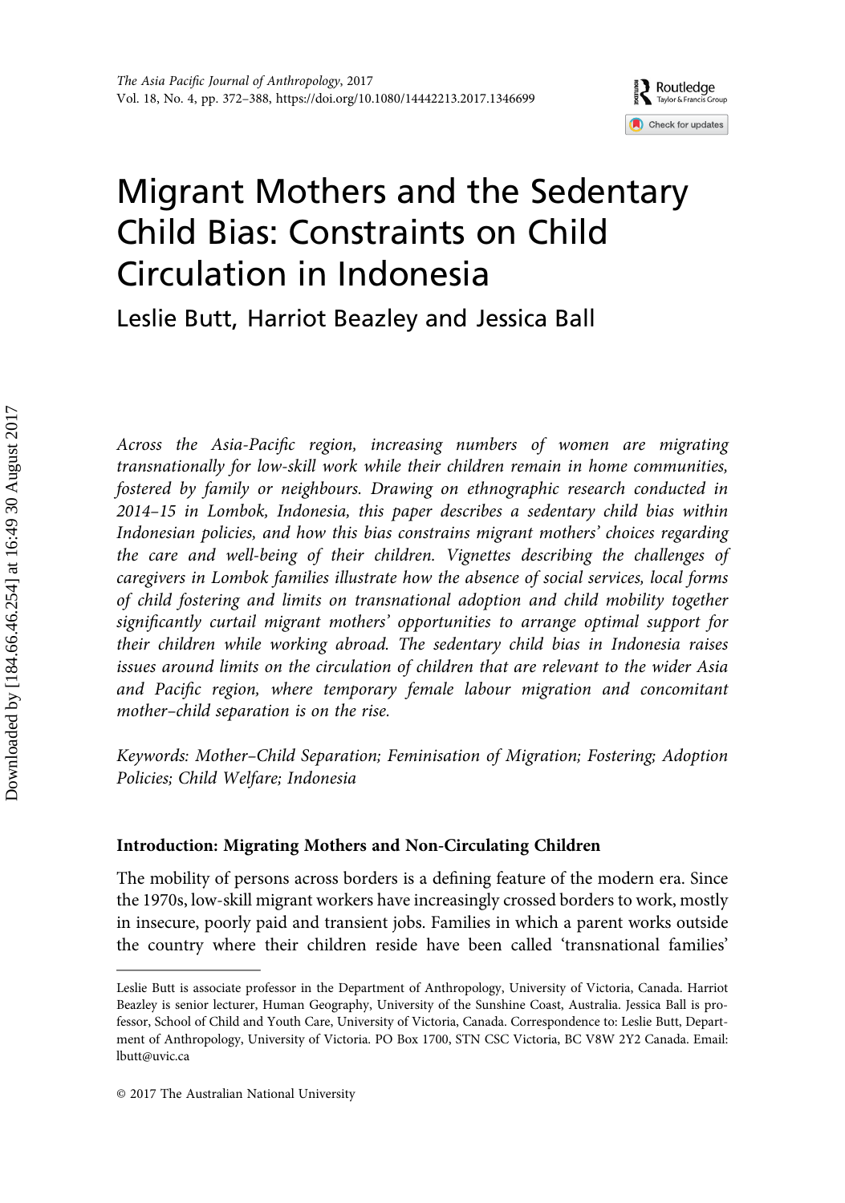# Migrant Mothers and the Sedentary Child Bias: Constraints on Child Circulation in Indonesia

Leslie Butt, Harriot Beazley and Jessica Ball

*Across the Asia-Pacific region, increasing numbers of women are migrating transnationally for low-skill work while their children remain in home communities, fostered by family or neighbours. Drawing on ethnographic research conducted in 2014–15 in Lombok, Indonesia, this paper describes a sedentary child bias within Indonesian policies, and how this bias constrains migrant mothers' choices regarding the care and well-being of their children. Vignettes describing the challenges of caregivers in Lombok families illustrate how the absence of social services, local forms of child fostering and limits on transnational adoption and child mobility together significantly curtail migrant mothers' opportunities to arrange optimal support for their children while working abroad. The sedentary child bias in Indonesia raises issues around limits on the circulation of children that are relevant to the wider Asia and Pacific region, where temporary female labour migration and concomitant mother–child separation is on the rise.*

*Keywords: Mother–Child Separation; Feminisation of Migration; Fostering; Adoption Policies; Child Welfare; Indonesia*

### Introduction: Migrating Mothers and Non-Circulating Children

The mobility of persons across borders is a defining feature of the modern era. Since the 1970s, low-skill migrant workers have increasingly crossed borders to work, mostly in insecure, poorly paid and transient jobs. Families in which a parent works outside the country where their children reside have been called 'transnational families'

---

Leslie Butt is associate professor in the Department of Anthropology, University of Victoria, Canada. Harriot Beazley is senior lecturer, Human Geography, University of the Sunshine Coast, Australia. Jessica Ball is professor, School of Child and Youth Care, University of Victoria, Canada. Correspondence to: Leslie Butt, Department of Anthropology, University of Victoria. PO Box 1700, STN CSC Victoria, BC V8W 2Y2 Canada. Email: lbutt@uvic.ca

© 2017 The Australian National University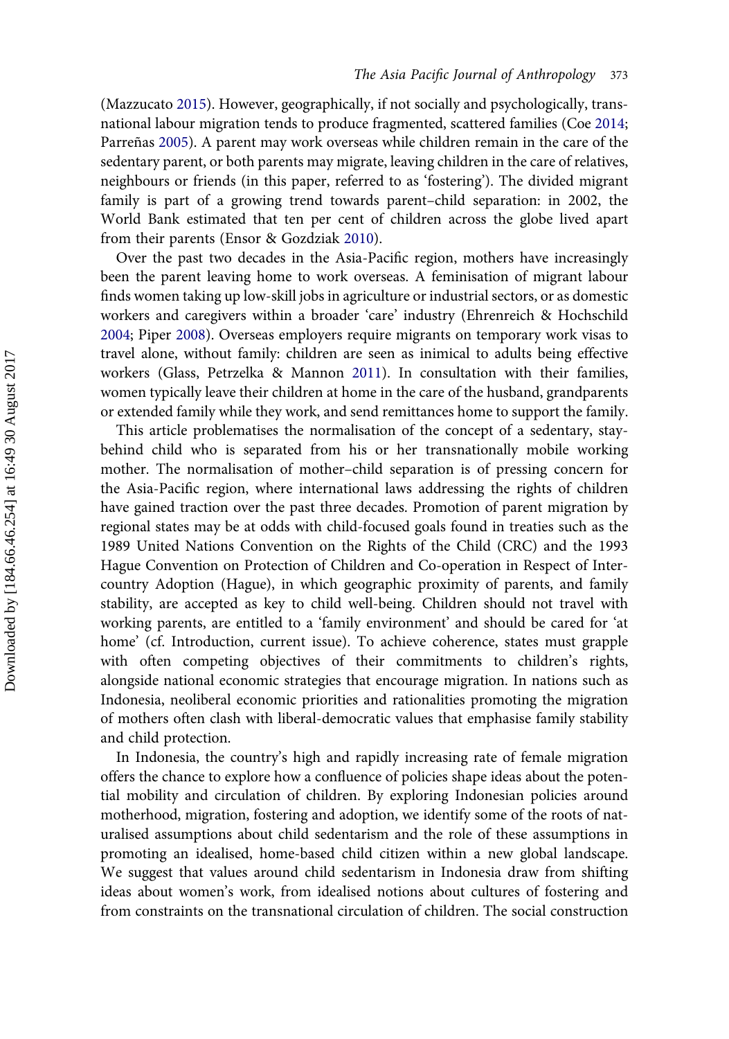(Mazzucato 2015). However, geographically, if not socially and psychologically, transnational labour migration tends to produce fragmented, scattered families (Coe 2014; Parreñas 2005). A parent may work overseas while children remain in the care of the sedentary parent, or both parents may migrate, leaving children in the care of relatives, neighbours or friends (in this paper, referred to as 'fostering'). The divided migrant family is part of a growing trend towards parent–child separation: in 2002, the World Bank estimated that ten per cent of children across the globe lived apart from their parents (Ensor & Gozdziak 2010).

Over the past two decades in the Asia-Pacific region, mothers have increasingly been the parent leaving home to work overseas. A feminisation of migrant labour finds women taking up low-skill jobs in agriculture or industrial sectors, or as domestic workers and caregivers within a broader 'care' industry (Ehrenreich & Hochschild 2004; Piper 2008). Overseas employers require migrants on temporary work visas to travel alone, without family: children are seen as inimical to adults being effective workers (Glass, Petrzelka & Mannon 2011). In consultation with their families, women typically leave their children at home in the care of the husband, grandparents or extended family while they work, and send remittances home to support the family.

This article problematises the normalisation of the concept of a sedentary, stay-behind child who is separated from his or her transnationally mobile working mother. The normalisation of mother–child separation is of pressing concern for the Asia-Pacific region, where international laws addressing the rights of children have gained traction over the past three decades. Promotion of parent migration by regional states may be at odds with child-focused goals found in treaties such as the 1989 United Nations Convention on the Rights of the Child (CRC) and the 1993 Hague Convention on Protection of Children and Co-operation in Respect of Inter-country Adoption (Hague), in which geographic proximity of parents, and family stability, are accepted as key to child well-being. Children should not travel with working parents, are entitled to a 'family environment' and should be cared for 'at home' (cf. Introduction, current issue). To achieve coherence, states must grapple with often competing objectives of their commitments to children's rights, alongside national economic strategies that encourage migration. In nations such as Indonesia, neoliberal economic priorities and rationalities promoting the migration of mothers often clash with liberal-democratic values that emphasise family stability and child protection.

In Indonesia, the country's high and rapidly increasing rate of female migration offers the chance to explore how a confluence of policies shape ideas about the potential mobility and circulation of children. By exploring Indonesian policies around motherhood, migration, fostering and adoption, we identify some of the roots of naturalised assumptions about child sedentarism and the role of these assumptions in promoting an idealised, home-based child citizen within a new global landscape. We suggest that values around child sedentarism in Indonesia draw from shifting ideas about women's work, from idealised notions about cultures of fostering and from constraints on the transnational circulation of children. The social construction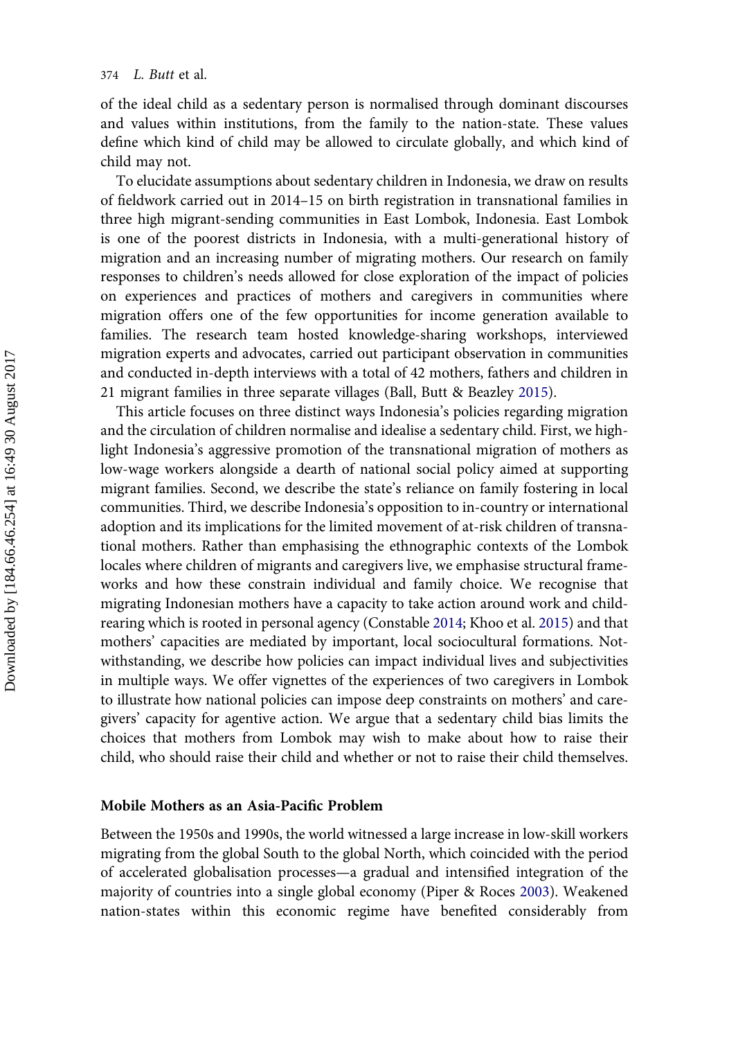of the ideal child as a sedentary person is normalised through dominant discourses and values within institutions, from the family to the nation-state. These values define which kind of child may be allowed to circulate globally, and which kind of child may not.

To elucidate assumptions about sedentary children in Indonesia, we draw on results of fieldwork carried out in 2014–15 on birth registration in transnational families in three high migrant-sending communities in East Lombok, Indonesia. East Lombok is one of the poorest districts in Indonesia, with a multi-generational history of migration and an increasing number of migrating mothers. Our research on family responses to children's needs allowed for close exploration of the impact of policies on experiences and practices of mothers and caregivers in communities where migration offers one of the few opportunities for income generation available to families. The research team hosted knowledge-sharing workshops, interviewed migration experts and advocates, carried out participant observation in communities and conducted in-depth interviews with a total of 42 mothers, fathers and children in 21 migrant families in three separate villages (Ball, Butt & Beazley 2015).

This article focuses on three distinct ways Indonesia's policies regarding migration and the circulation of children normalise and idealise a sedentary child. First, we highlight Indonesia's aggressive promotion of the transnational migration of mothers as low-wage workers alongside a dearth of national social policy aimed at supporting migrant families. Second, we describe the state's reliance on family fostering in local communities. Third, we describe Indonesia's opposition to in-country or international adoption and its implications for the limited movement of at-risk children of transnational mothers. Rather than emphasising the ethnographic contexts of the Lombok locales where children of migrants and caregivers live, we emphasise structural frameworks and how these constrain individual and family choice. We recognise that migrating Indonesian mothers have a capacity to take action around work and childrearing which is rooted in personal agency (Constable 2014; Khoo et al. 2015) and that mothers' capacities are mediated by important, local sociocultural formations. Notwithstanding, we describe how policies can impact individual lives and subjectivities in multiple ways. We offer vignettes of the experiences of two caregivers in Lombok to illustrate how national policies can impose deep constraints on mothers' and caregivers' capacity for agentive action. We argue that a sedentary child bias limits the choices that mothers from Lombok may wish to make about how to raise their child, who should raise their child and whether or not to raise their child themselves.

## Mobile Mothers as an Asia-Pacific Problem

Between the 1950s and 1990s, the world witnessed a large increase in low-skill workers migrating from the global South to the global North, which coincided with the period of accelerated globalisation processes—a gradual and intensified integration of the majority of countries into a single global economy (Piper & Roces 2003). Weakened nation-states within this economic regime have benefited considerably from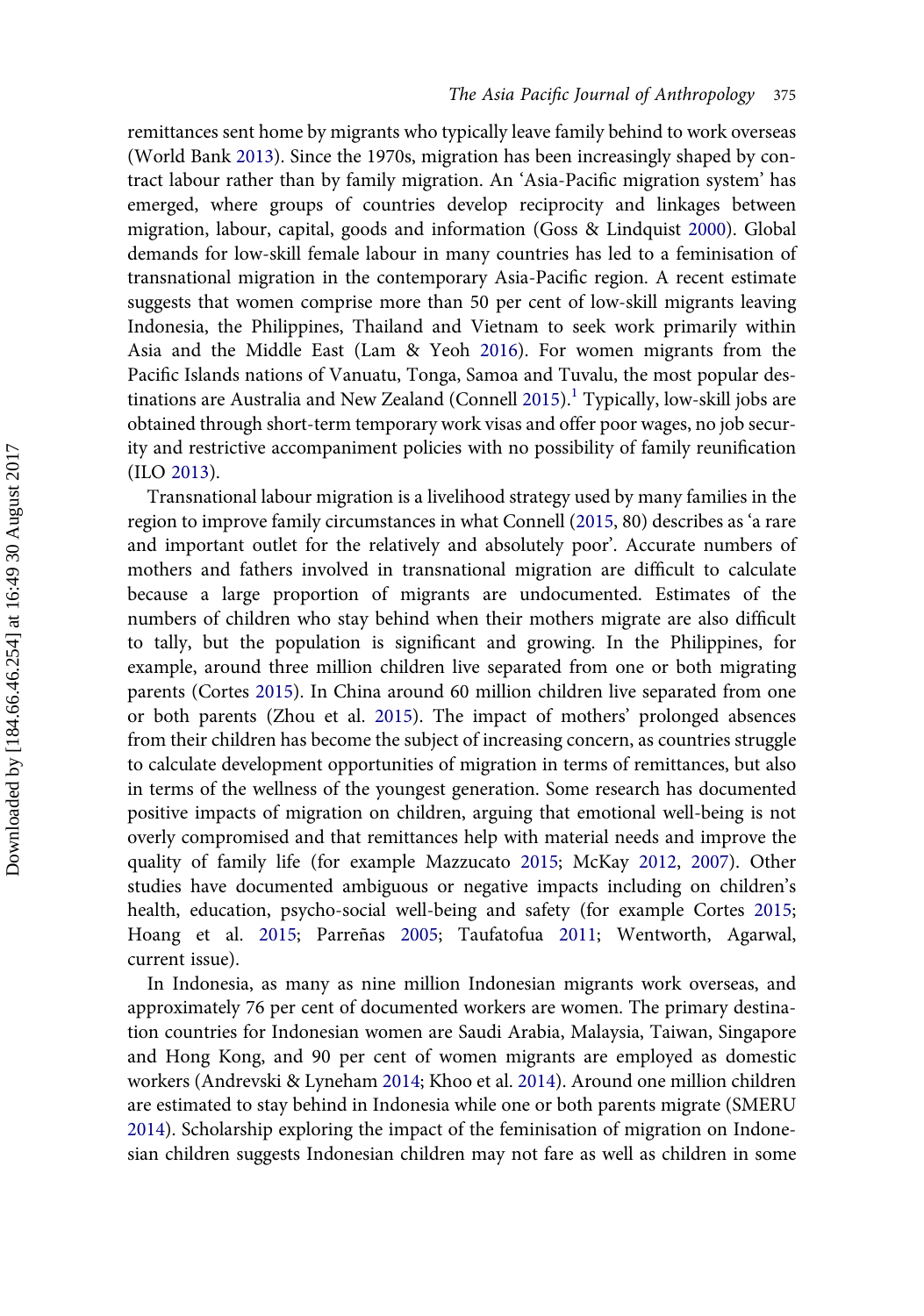remittances sent home by migrants who typically leave family behind to work overseas (World Bank 2013). Since the 1970s, migration has been increasingly shaped by contract labour rather than by family migration. An 'Asia-Pacific migration system' has emerged, where groups of countries develop reciprocity and linkages between migration, labour, capital, goods and information (Goss & Lindquist 2000). Global demands for low-skill female labour in many countries has led to a feminisation of transnational migration in the contemporary Asia-Pacific region. A recent estimate suggests that women comprise more than 50 per cent of low-skill migrants leaving Indonesia, the Philippines, Thailand and Vietnam to seek work primarily within Asia and the Middle East (Lam & Yeoh 2016). For women migrants from the Pacific Islands nations of Vanuatu, Tonga, Samoa and Tuvalu, the most popular destinations are Australia and New Zealand (Connell 2015).[1] Typically, low-skill jobs are obtained through short-term temporary work visas and offer poor wages, no job security and restrictive accompaniment policies with no possibility of family reunification (ILO 2013).

Transnational labour migration is a livelihood strategy used by many families in the region to improve family circumstances in what Connell (2015, 80) describes as 'a rare and important outlet for the relatively and absolutely poor'. Accurate numbers of mothers and fathers involved in transnational migration are difficult to calculate because a large proportion of migrants are undocumented. Estimates of the numbers of children who stay behind when their mothers migrate are also difficult to tally, but the population is significant and growing. In the Philippines, for example, around three million children live separated from one or both migrating parents (Cortes 2015). In China around 60 million children live separated from one or both parents (Zhou et al. 2015). The impact of mothers' prolonged absences from their children has become the subject of increasing concern, as countries struggle to calculate development opportunities of migration in terms of remittances, but also in terms of the wellness of the youngest generation. Some research has documented positive impacts of migration on children, arguing that emotional well-being is not overly compromised and that remittances help with material needs and improve the quality of family life (for example Mazzucato 2015; McKay 2012, 2007). Other studies have documented ambiguous or negative impacts including on children's health, education, psycho-social well-being and safety (for example Cortes 2015; Hoang et al. 2015; Parreñas 2005; Taufatofua 2011; Wentworth, Agarwal, current issue).

In Indonesia, as many as nine million Indonesian migrants work overseas, and approximately 76 per cent of documented workers are women. The primary destination countries for Indonesian women are Saudi Arabia, Malaysia, Taiwan, Singapore and Hong Kong, and 90 per cent of women migrants are employed as domestic workers (Andrevski & Lyneham 2014; Khoo et al. 2014). Around one million children are estimated to stay behind in Indonesia while one or both parents migrate (SMERU 2014). Scholarship exploring the impact of the feminisation of migration on Indonesian children suggests Indonesian children may not fare as well as children in some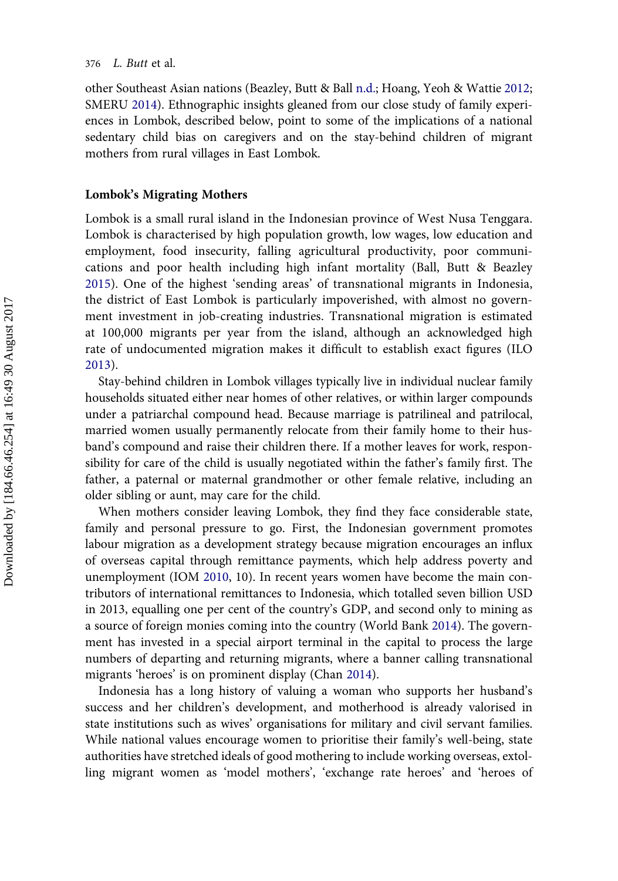other Southeast Asian nations (Beazley, Butt & Ball n.d.; Hoang, Yeoh & Wattie 2012; SMERU 2014). Ethnographic insights gleaned from our close study of family experiences in Lombok, described below, point to some of the implications of a national sedentary child bias on caregivers and on the stay-behind children of migrant mothers from rural villages in East Lombok.

## Lombok's Migrating Mothers

Lombok is a small rural island in the Indonesian province of West Nusa Tenggara. Lombok is characterised by high population growth, low wages, low education and employment, food insecurity, falling agricultural productivity, poor communications and poor health including high infant mortality (Ball, Butt & Beazley 2015). One of the highest 'sending areas' of transnational migrants in Indonesia, the district of East Lombok is particularly impoverished, with almost no government investment in job-creating industries. Transnational migration is estimated at 100,000 migrants per year from the island, although an acknowledged high rate of undocumented migration makes it difficult to establish exact figures (ILO 2013).

Stay-behind children in Lombok villages typically live in individual nuclear family households situated either near homes of other relatives, or within larger compounds under a patriarchal compound head. Because marriage is patrilineal and patrilocal, married women usually permanently relocate from their family home to their husband's compound and raise their children there. If a mother leaves for work, responsibility for care of the child is usually negotiated within the father's family first. The father, a paternal or maternal grandmother or other female relative, including an older sibling or aunt, may care for the child.

When mothers consider leaving Lombok, they find they face considerable state, family and personal pressure to go. First, the Indonesian government promotes labour migration as a development strategy because migration encourages an influx of overseas capital through remittance payments, which help address poverty and unemployment (IOM 2010, 10). In recent years women have become the main contributors of international remittances to Indonesia, which totalled seven billion USD in 2013, equalling one per cent of the country's GDP, and second only to mining as a source of foreign monies coming into the country (World Bank 2014). The government has invested in a special airport terminal in the capital to process the large numbers of departing and returning migrants, where a banner calling transnational migrants 'heroes' is on prominent display (Chan 2014).

Indonesia has a long history of valuing a woman who supports her husband's success and her children's development, and motherhood is already valorised in state institutions such as wives' organisations for military and civil servant families. While national values encourage women to prioritise their family's well-being, state authorities have stretched ideals of good mothering to include working overseas, extolling migrant women as 'model mothers', 'exchange rate heroes' and 'heroes of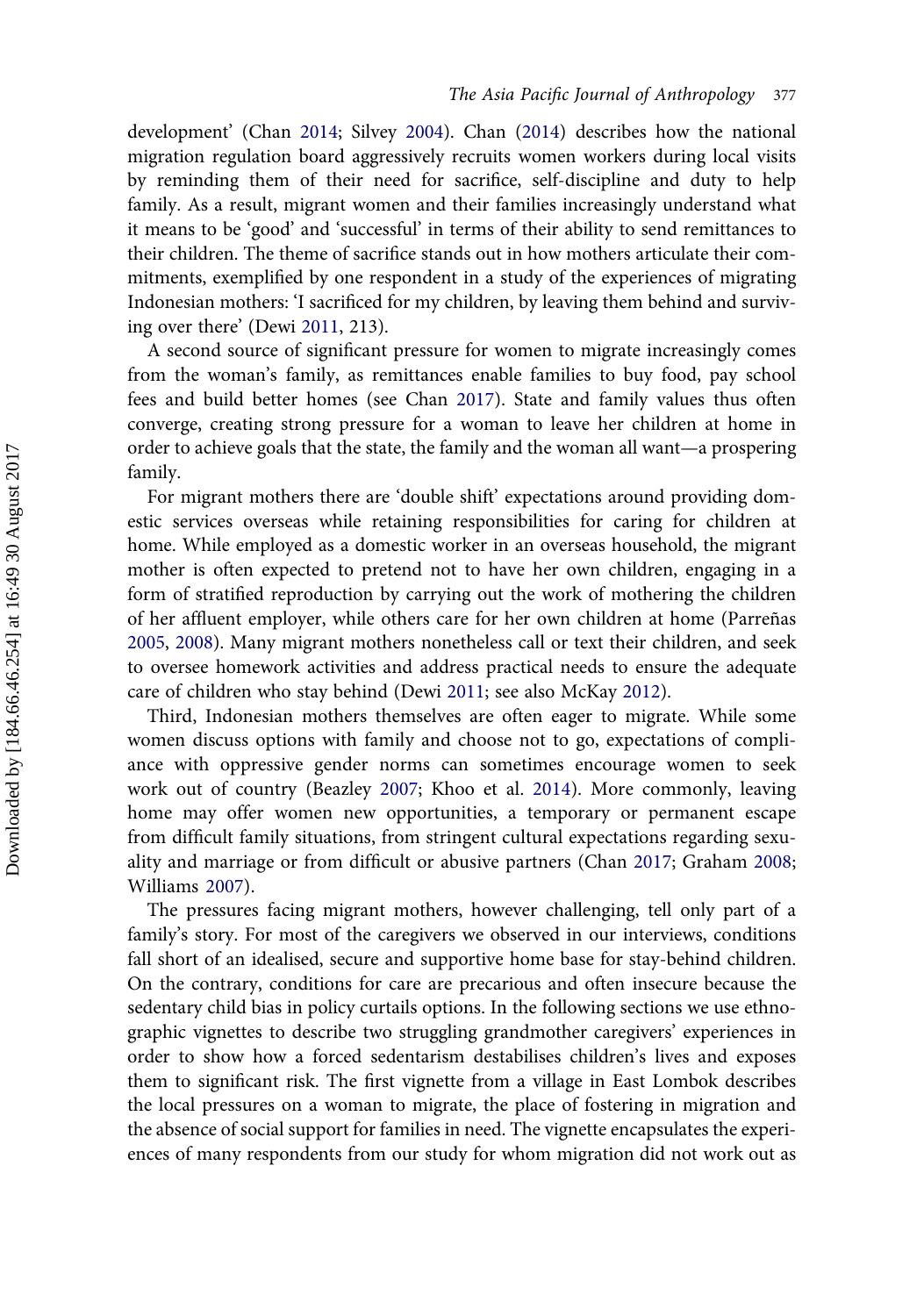development' (Chan 2014; Silvey 2004). Chan (2014) describes how the national migration regulation board aggressively recruits women workers during local visits by reminding them of their need for sacrifice, self-discipline and duty to help family. As a result, migrant women and their families increasingly understand what it means to be 'good' and 'successful' in terms of their ability to send remittances to their children. The theme of sacrifice stands out in how mothers articulate their commitments, exemplified by one respondent in a study of the experiences of migrating Indonesian mothers: 'I sacrificed for my children, by leaving them behind and surviving over there' (Dewi 2011, 213).

A second source of significant pressure for women to migrate increasingly comes from the woman's family, as remittances enable families to buy food, pay school fees and build better homes (see Chan 2017). State and family values thus often converge, creating strong pressure for a woman to leave her children at home in order to achieve goals that the state, the family and the woman all want—a prospering family.

For migrant mothers there are 'double shift' expectations around providing domestic services overseas while retaining responsibilities for caring for children at home. While employed as a domestic worker in an overseas household, the migrant mother is often expected to pretend not to have her own children, engaging in a form of stratified reproduction by carrying out the work of mothering the children of her affluent employer, while others care for her own children at home (Parreñas 2005, 2008). Many migrant mothers nonetheless call or text their children, and seek to oversee homework activities and address practical needs to ensure the adequate care of children who stay behind (Dewi 2011; see also McKay 2012).

Third, Indonesian mothers themselves are often eager to migrate. While some women discuss options with family and choose not to go, expectations of compliance with oppressive gender norms can sometimes encourage women to seek work out of country (Beazley 2007; Khoo et al. 2014). More commonly, leaving home may offer women new opportunities, a temporary or permanent escape from difficult family situations, from stringent cultural expectations regarding sexuality and marriage or from difficult or abusive partners (Chan 2017; Graham 2008; Williams 2007).

The pressures facing migrant mothers, however challenging, tell only part of a family's story. For most of the caregivers we observed in our interviews, conditions fall short of an idealised, secure and supportive home base for stay-behind children. On the contrary, conditions for care are precarious and often insecure because the sedentary child bias in policy curtails options. In the following sections we use ethnographic vignettes to describe two struggling grandmother caregivers' experiences in order to show how a forced sedentarism destabilises children's lives and exposes them to significant risk. The first vignette from a village in East Lombok describes the local pressures on a woman to migrate, the place of fostering in migration and the absence of social support for families in need. The vignette encapsulates the experiences of many respondents from our study for whom migration did not work out as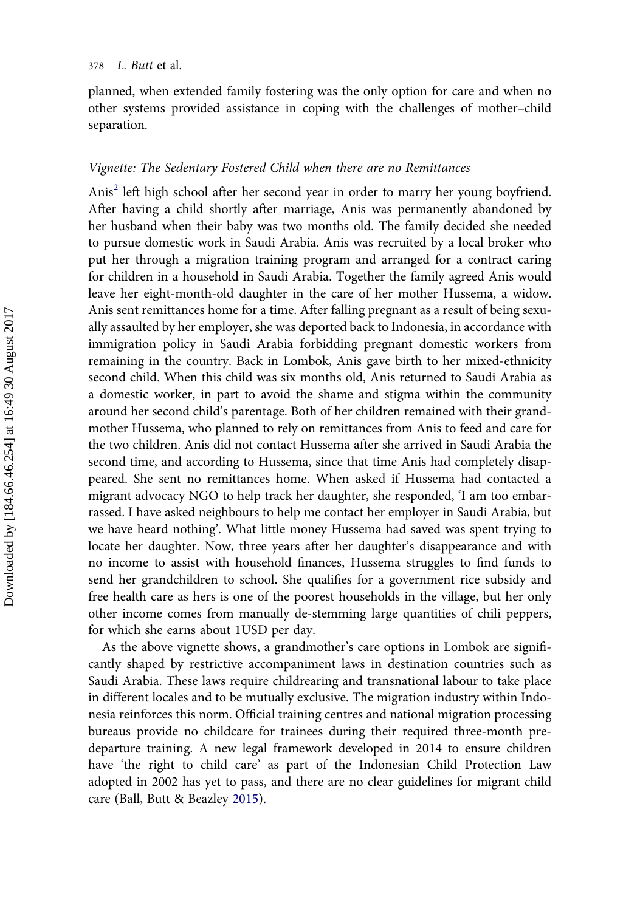planned, when extended family fostering was the only option for care and when no other systems provided assistance in coping with the challenges of mother–child separation.

### *Vignette: The Sedentary Fostered Child when there are no Remittances*

Anis[2] left high school after her second year in order to marry her young boyfriend. After having a child shortly after marriage, Anis was permanently abandoned by her husband when their baby was two months old. The family decided she needed to pursue domestic work in Saudi Arabia. Anis was recruited by a local broker who put her through a migration training program and arranged for a contract caring for children in a household in Saudi Arabia. Together the family agreed Anis would leave her eight-month-old daughter in the care of her mother Hussema, a widow. Anis sent remittances home for a time. After falling pregnant as a result of being sexually assaulted by her employer, she was deported back to Indonesia, in accordance with immigration policy in Saudi Arabia forbidding pregnant domestic workers from remaining in the country. Back in Lombok, Anis gave birth to her mixed-ethnicity second child. When this child was six months old, Anis returned to Saudi Arabia as a domestic worker, in part to avoid the shame and stigma within the community around her second child's parentage. Both of her children remained with their grandmother Hussema, who planned to rely on remittances from Anis to feed and care for the two children. Anis did not contact Hussema after she arrived in Saudi Arabia the second time, and according to Hussema, since that time Anis had completely disappeared. She sent no remittances home. When asked if Hussema had contacted a migrant advocacy NGO to help track her daughter, she responded, 'I am too embarrassed. I have asked neighbours to help me contact her employer in Saudi Arabia, but we have heard nothing'. What little money Hussema had saved was spent trying to locate her daughter. Now, three years after her daughter's disappearance and with no income to assist with household finances, Hussema struggles to find funds to send her grandchildren to school. She qualifies for a government rice subsidy and free health care as hers is one of the poorest households in the village, but her only other income comes from manually de-stemming large quantities of chili peppers, for which she earns about 1USD per day.

As the above vignette shows, a grandmother's care options in Lombok are significantly shaped by restrictive accompaniment laws in destination countries such as Saudi Arabia. These laws require childrearing and transnational labour to take place in different locales and to be mutually exclusive. The migration industry within Indonesia reinforces this norm. Official training centres and national migration processing bureaus provide no childcare for trainees during their required three-month pre-departure training. A new legal framework developed in 2014 to ensure children have 'the right to child care' as part of the Indonesian Child Protection Law adopted in 2002 has yet to pass, and there are no clear guidelines for migrant child care (Ball, Butt & Beazley 2015).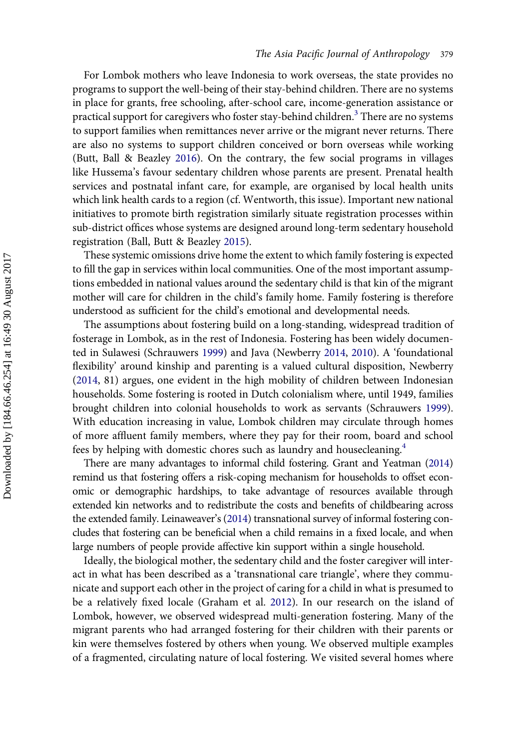For Lombok mothers who leave Indonesia to work overseas, the state provides no programs to support the well-being of their stay-behind children. There are no systems in place for grants, free schooling, after-school care, income-generation assistance or practical support for caregivers who foster stay-behind children.[3] There are no systems to support families when remittances never arrive or the migrant never returns. There are also no systems to support children conceived or born overseas while working (Butt, Ball & Beazley 2016). On the contrary, the few social programs in villages like Hussema's favour sedentary children whose parents are present. Prenatal health services and postnatal infant care, for example, are organised by local health units which link health cards to a region (cf. Wentworth, this issue). Important new national initiatives to promote birth registration similarly situate registration processes within sub-district offices whose systems are designed around long-term sedentary household registration (Ball, Butt & Beazley 2015).

These systemic omissions drive home the extent to which family fostering is expected to fill the gap in services within local communities. One of the most important assumptions embedded in national values around the sedentary child is that kin of the migrant mother will care for children in the child's family home. Family fostering is therefore understood as sufficient for the child's emotional and developmental needs.

The assumptions about fostering build on a long-standing, widespread tradition of fosterage in Lombok, as in the rest of Indonesia. Fostering has been widely documented in Sulawesi (Schrauwers 1999) and Java (Newberry 2014, 2010). A 'foundational flexibility' around kinship and parenting is a valued cultural disposition, Newberry (2014, 81) argues, one evident in the high mobility of children between Indonesian households. Some fostering is rooted in Dutch colonialism where, until 1949, families brought children into colonial households to work as servants (Schrauwers 1999). With education increasing in value, Lombok children may circulate through homes of more affluent family members, where they pay for their room, board and school fees by helping with domestic chores such as laundry and housecleaning.[4]

There are many advantages to informal child fostering. Grant and Yeatman (2014) remind us that fostering offers a risk-coping mechanism for households to offset economic or demographic hardships, to take advantage of resources available through extended kin networks and to redistribute the costs and benefits of childbearing across the extended family. Leinaweaver's (2014) transnational survey of informal fostering concludes that fostering can be beneficial when a child remains in a fixed locale, and when large numbers of people provide affective kin support within a single household.

Ideally, the biological mother, the sedentary child and the foster caregiver will interact in what has been described as a 'transnational care triangle', where they communicate and support each other in the project of caring for a child in what is presumed to be a relatively fixed locale (Graham et al. 2012). In our research on the island of Lombok, however, we observed widespread multi-generation fostering. Many of the migrant parents who had arranged fostering for their children with their parents or kin were themselves fostered by others when young. We observed multiple examples of a fragmented, circulating nature of local fostering. We visited several homes where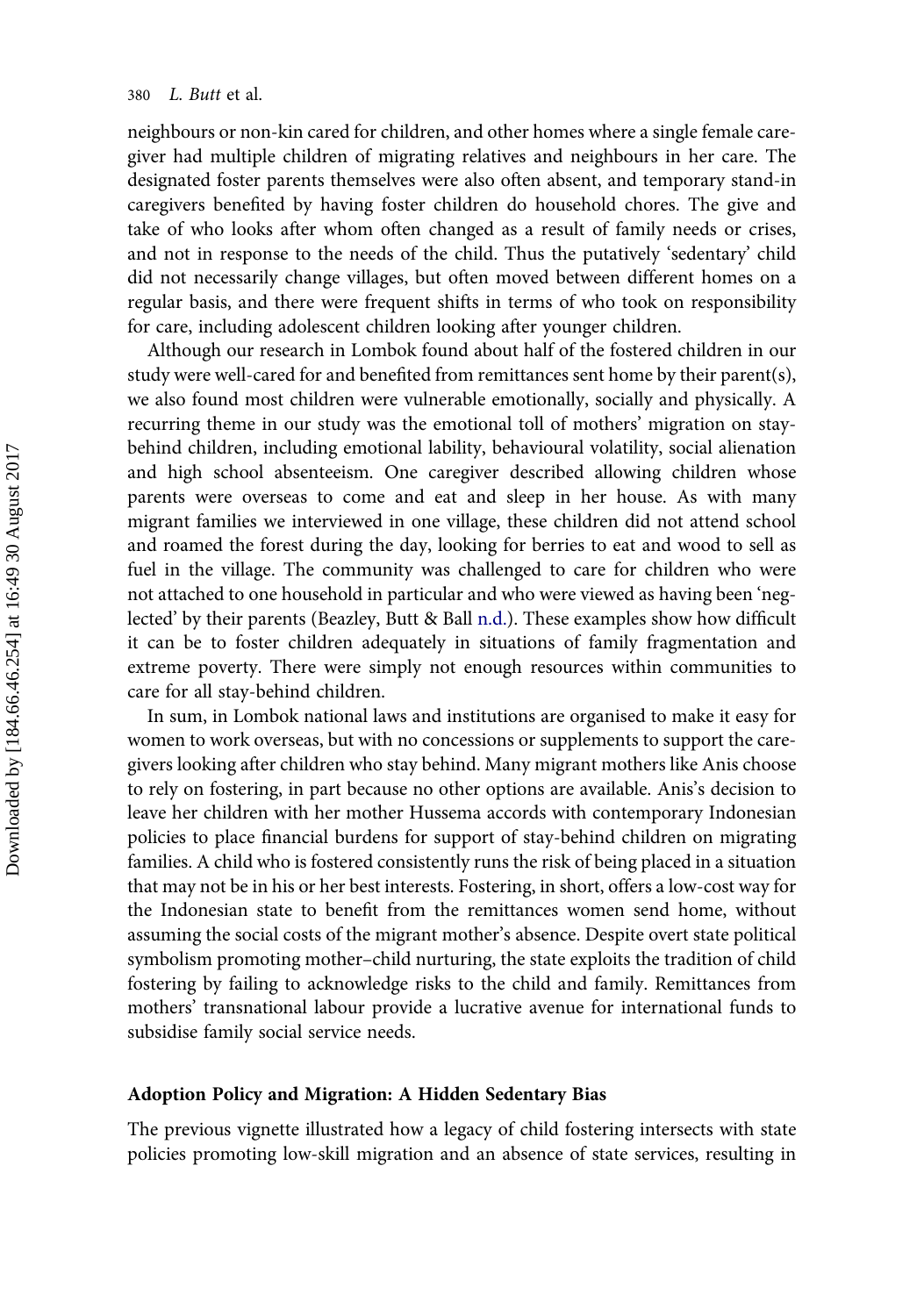neighbours or non-kin cared for children, and other homes where a single female caregiver had multiple children of migrating relatives and neighbours in her care. The designated foster parents themselves were also often absent, and temporary stand-in caregivers benefited by having foster children do household chores. The give and take of who looks after whom often changed as a result of family needs or crises, and not in response to the needs of the child. Thus the putatively 'sedentary' child did not necessarily change villages, but often moved between different homes on a regular basis, and there were frequent shifts in terms of who took on responsibility for care, including adolescent children looking after younger children.

Although our research in Lombok found about half of the fostered children in our study were well-cared for and benefited from remittances sent home by their parent(s), we also found most children were vulnerable emotionally, socially and physically. A recurring theme in our study was the emotional toll of mothers' migration on stay-behind children, including emotional lability, behavioural volatility, social alienation and high school absenteeism. One caregiver described allowing children whose parents were overseas to come and eat and sleep in her house. As with many migrant families we interviewed in one village, these children did not attend school and roamed the forest during the day, looking for berries to eat and wood to sell as fuel in the village. The community was challenged to care for children who were not attached to one household in particular and who were viewed as having been 'neglected' by their parents (Beazley, Butt & Ball n.d.). These examples show how difficult it can be to foster children adequately in situations of family fragmentation and extreme poverty. There were simply not enough resources within communities to care for all stay-behind children.

In sum, in Lombok national laws and institutions are organised to make it easy for women to work overseas, but with no concessions or supplements to support the caregivers looking after children who stay behind. Many migrant mothers like Anis choose to rely on fostering, in part because no other options are available. Anis's decision to leave her children with her mother Hussema accords with contemporary Indonesian policies to place financial burdens for support of stay-behind children on migrating families. A child who is fostered consistently runs the risk of being placed in a situation that may not be in his or her best interests. Fostering, in short, offers a low-cost way for the Indonesian state to benefit from the remittances women send home, without assuming the social costs of the migrant mother's absence. Despite overt state political symbolism promoting mother–child nurturing, the state exploits the tradition of child fostering by failing to acknowledge risks to the child and family. Remittances from mothers' transnational labour provide a lucrative avenue for international funds to subsidise family social service needs.

### Adoption Policy and Migration: A Hidden Sedentary Bias

The previous vignette illustrated how a legacy of child fostering intersects with state policies promoting low-skill migration and an absence of state services, resulting in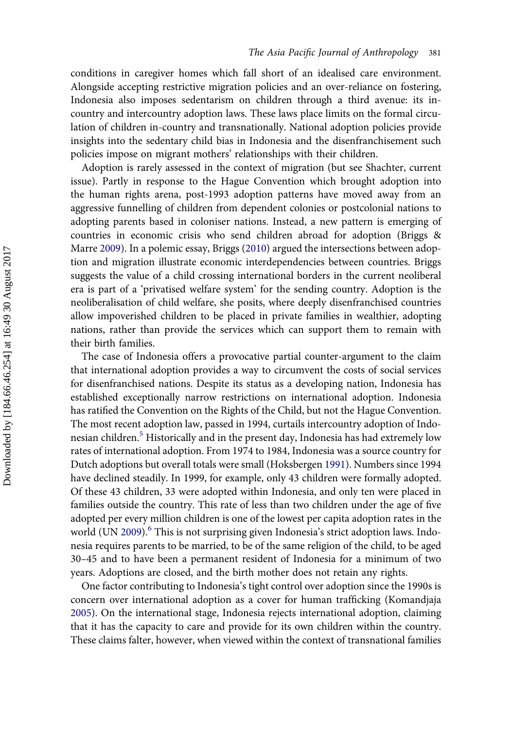conditions in caregiver homes which fall short of an idealised care environment. Alongside accepting restrictive migration policies and an over-reliance on fostering, Indonesia also imposes sedentarism on children through a third avenue: its in-country and intercountry adoption laws. These laws place limits on the formal circulation of children in-country and transnationally. National adoption policies provide insights into the sedentary child bias in Indonesia and the disenfranchisement such policies impose on migrant mothers' relationships with their children.

Adoption is rarely assessed in the context of migration (but see Shachter, current issue). Partly in response to the Hague Convention which brought adoption into the human rights arena, post-1993 adoption patterns have moved away from an aggressive funnelling of children from dependent colonies or postcolonial nations to adopting parents based in coloniser nations. Instead, a new pattern is emerging of countries in economic crisis who send children abroad for adoption (Briggs & Marre 2009). In a polemic essay, Briggs (2010) argued the intersections between adoption and migration illustrate economic interdependencies between countries. Briggs suggests the value of a child crossing international borders in the current neoliberal era is part of a 'privatised welfare system' for the sending country. Adoption is the neoliberalisation of child welfare, she posits, where deeply disenfranchised countries allow impoverished children to be placed in private families in wealthier, adopting nations, rather than provide the services which can support them to remain with their birth families.

The case of Indonesia offers a provocative partial counter-argument to the claim that international adoption provides a way to circumvent the costs of social services for disenfranchised nations. Despite its status as a developing nation, Indonesia has established exceptionally narrow restrictions on international adoption. Indonesia has ratified the Convention on the Rights of the Child, but not the Hague Convention. The most recent adoption law, passed in 1994, curtails intercountry adoption of Indonesian children.[5] Historically and in the present day, Indonesia has had extremely low rates of international adoption. From 1974 to 1984, Indonesia was a source country for Dutch adoptions but overall totals were small (Hoksbergen 1991). Numbers since 1994 have declined steadily. In 1999, for example, only 43 children were formally adopted. Of these 43 children, 33 were adopted within Indonesia, and only ten were placed in families outside the country. This rate of less than two children under the age of five adopted per every million children is one of the lowest per capita adoption rates in the world (UN 2009).[6] This is not surprising given Indonesia's strict adoption laws. Indonesia requires parents to be married, to be of the same religion of the child, to be aged 30–45 and to have been a permanent resident of Indonesia for a minimum of two years. Adoptions are closed, and the birth mother does not retain any rights.

One factor contributing to Indonesia's tight control over adoption since the 1990s is concern over international adoption as a cover for human trafficking (Komandjaja 2005). On the international stage, Indonesia rejects international adoption, claiming that it has the capacity to care and provide for its own children within the country. These claims falter, however, when viewed within the context of transnational families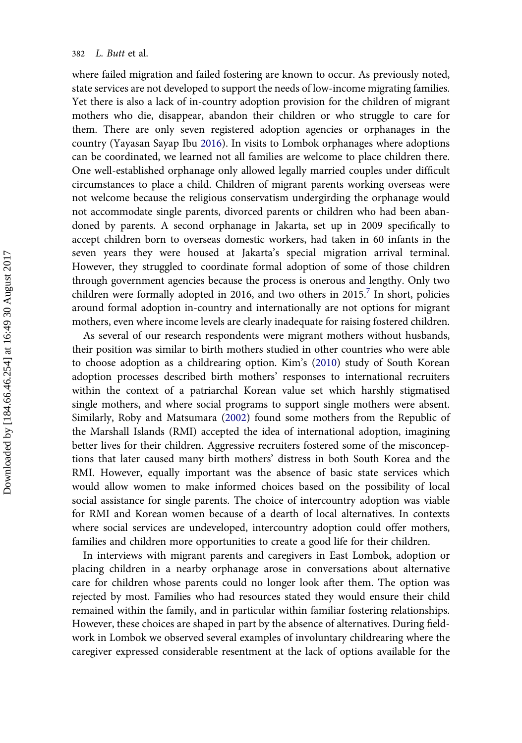where failed migration and failed fostering are known to occur. As previously noted, state services are not developed to support the needs of low-income migrating families. Yet there is also a lack of in-country adoption provision for the children of migrant mothers who die, disappear, abandon their children or who struggle to care for them. There are only seven registered adoption agencies or orphanages in the country (Yayasan Sayap Ibu 2016). In visits to Lombok orphanages where adoptions can be coordinated, we learned not all families are welcome to place children there. One well-established orphanage only allowed legally married couples under difficult circumstances to place a child. Children of migrant parents working overseas were not welcome because the religious conservatism undergirding the orphanage would not accommodate single parents, divorced parents or children who had been abandoned by parents. A second orphanage in Jakarta, set up in 2009 specifically to accept children born to overseas domestic workers, had taken in 60 infants in the seven years they were housed at Jakarta's special migration arrival terminal. However, they struggled to coordinate formal adoption of some of those children through government agencies because the process is onerous and lengthy. Only two children were formally adopted in 2016, and two others in 2015.[7] In short, policies around formal adoption in-country and internationally are not options for migrant mothers, even where income levels are clearly inadequate for raising fostered children.

As several of our research respondents were migrant mothers without husbands, their position was similar to birth mothers studied in other countries who were able to choose adoption as a childrearing option. Kim's (2010) study of South Korean adoption processes described birth mothers' responses to international recruiters within the context of a patriarchal Korean value set which harshly stigmatised single mothers, and where social programs to support single mothers were absent. Similarly, Roby and Matsumara (2002) found some mothers from the Republic of the Marshall Islands (RMI) accepted the idea of international adoption, imagining better lives for their children. Aggressive recruiters fostered some of the misconceptions that later caused many birth mothers' distress in both South Korea and the RMI. However, equally important was the absence of basic state services which would allow women to make informed choices based on the possibility of local social assistance for single parents. The choice of intercountry adoption was viable for RMI and Korean women because of a dearth of local alternatives. In contexts where social services are undeveloped, intercountry adoption could offer mothers, families and children more opportunities to create a good life for their children.

In interviews with migrant parents and caregivers in East Lombok, adoption or placing children in a nearby orphanage arose in conversations about alternative care for children whose parents could no longer look after them. The option was rejected by most. Families who had resources stated they would ensure their child remained within the family, and in particular within familiar fostering relationships. However, these choices are shaped in part by the absence of alternatives. During fieldwork in Lombok we observed several examples of involuntary childrearing where the caregiver expressed considerable resentment at the lack of options available for the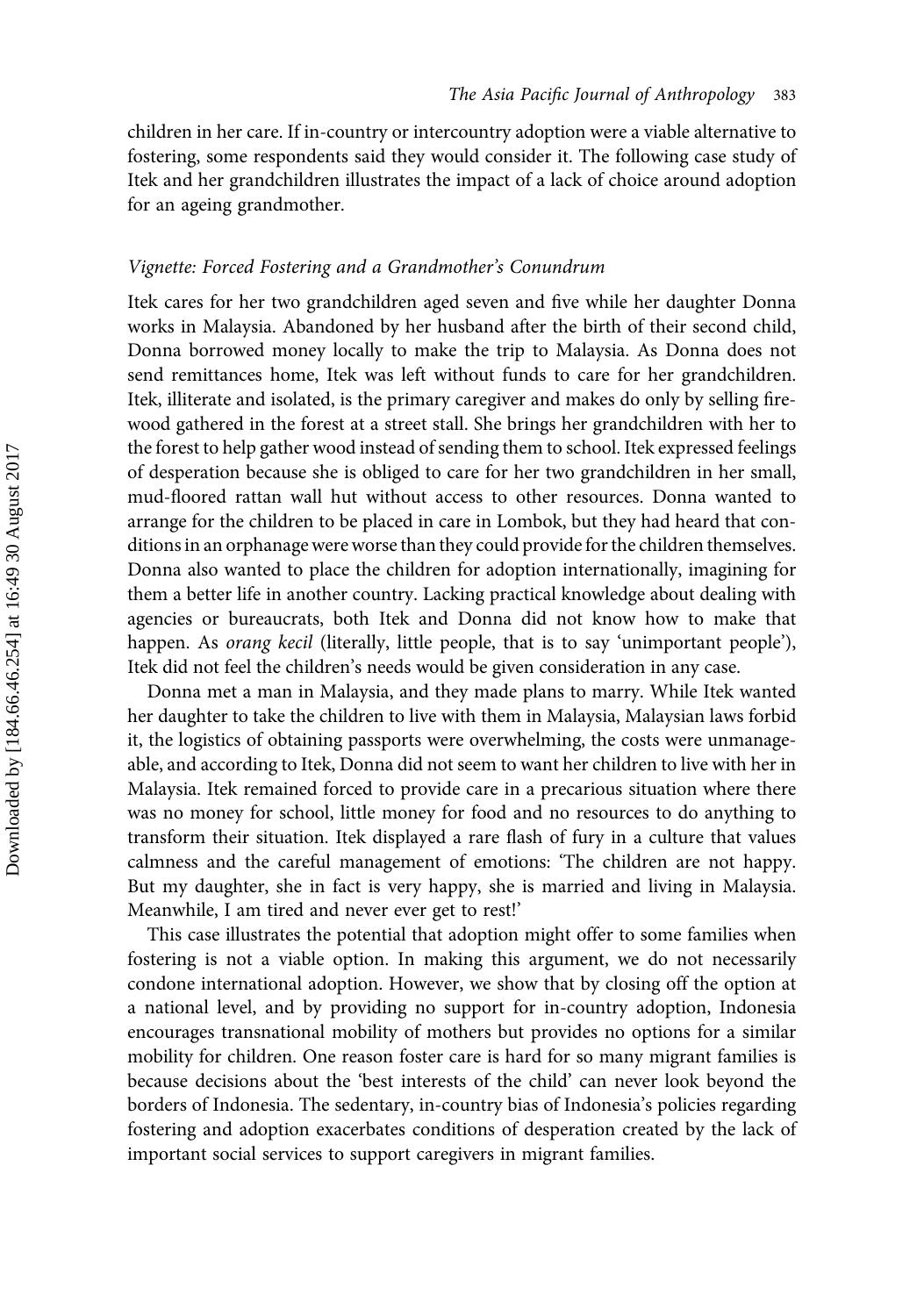children in her care. If in-country or intercountry adoption were a viable alternative to fostering, some respondents said they would consider it. The following case study of Itek and her grandchildren illustrates the impact of a lack of choice around adoption for an ageing grandmother.

### *Vignette: Forced Fostering and a Grandmother's Conundrum*

Itek cares for her two grandchildren aged seven and five while her daughter Donna works in Malaysia. Abandoned by her husband after the birth of their second child, Donna borrowed money locally to make the trip to Malaysia. As Donna does not send remittances home, Itek was left without funds to care for her grandchildren. Itek, illiterate and isolated, is the primary caregiver and makes do only by selling firewood gathered in the forest at a street stall. She brings her grandchildren with her to the forest to help gather wood instead of sending them to school. Itek expressed feelings of desperation because she is obliged to care for her two grandchildren in her small, mud-floored rattan wall hut without access to other resources. Donna wanted to arrange for the children to be placed in care in Lombok, but they had heard that conditions in an orphanage were worse than they could provide for the children themselves. Donna also wanted to place the children for adoption internationally, imagining for them a better life in another country. Lacking practical knowledge about dealing with agencies or bureaucrats, both Itek and Donna did not know how to make that happen. As *orang kecil* (literally, little people, that is to say 'unimportant people'), Itek did not feel the children's needs would be given consideration in any case.

Donna met a man in Malaysia, and they made plans to marry. While Itek wanted her daughter to take the children to live with them in Malaysia, Malaysian laws forbid it, the logistics of obtaining passports were overwhelming, the costs were unmanageable, and according to Itek, Donna did not seem to want her children to live with her in Malaysia. Itek remained forced to provide care in a precarious situation where there was no money for school, little money for food and no resources to do anything to transform their situation. Itek displayed a rare flash of fury in a culture that values calmness and the careful management of emotions: 'The children are not happy. But my daughter, she in fact is very happy, she is married and living in Malaysia. Meanwhile, I am tired and never ever get to rest!'

This case illustrates the potential that adoption might offer to some families when fostering is not a viable option. In making this argument, we do not necessarily condone international adoption. However, we show that by closing off the option at a national level, and by providing no support for in-country adoption, Indonesia encourages transnational mobility of mothers but provides no options for a similar mobility for children. One reason foster care is hard for so many migrant families is because decisions about the 'best interests of the child' can never look beyond the borders of Indonesia. The sedentary, in-country bias of Indonesia's policies regarding fostering and adoption exacerbates conditions of desperation created by the lack of important social services to support caregivers in migrant families.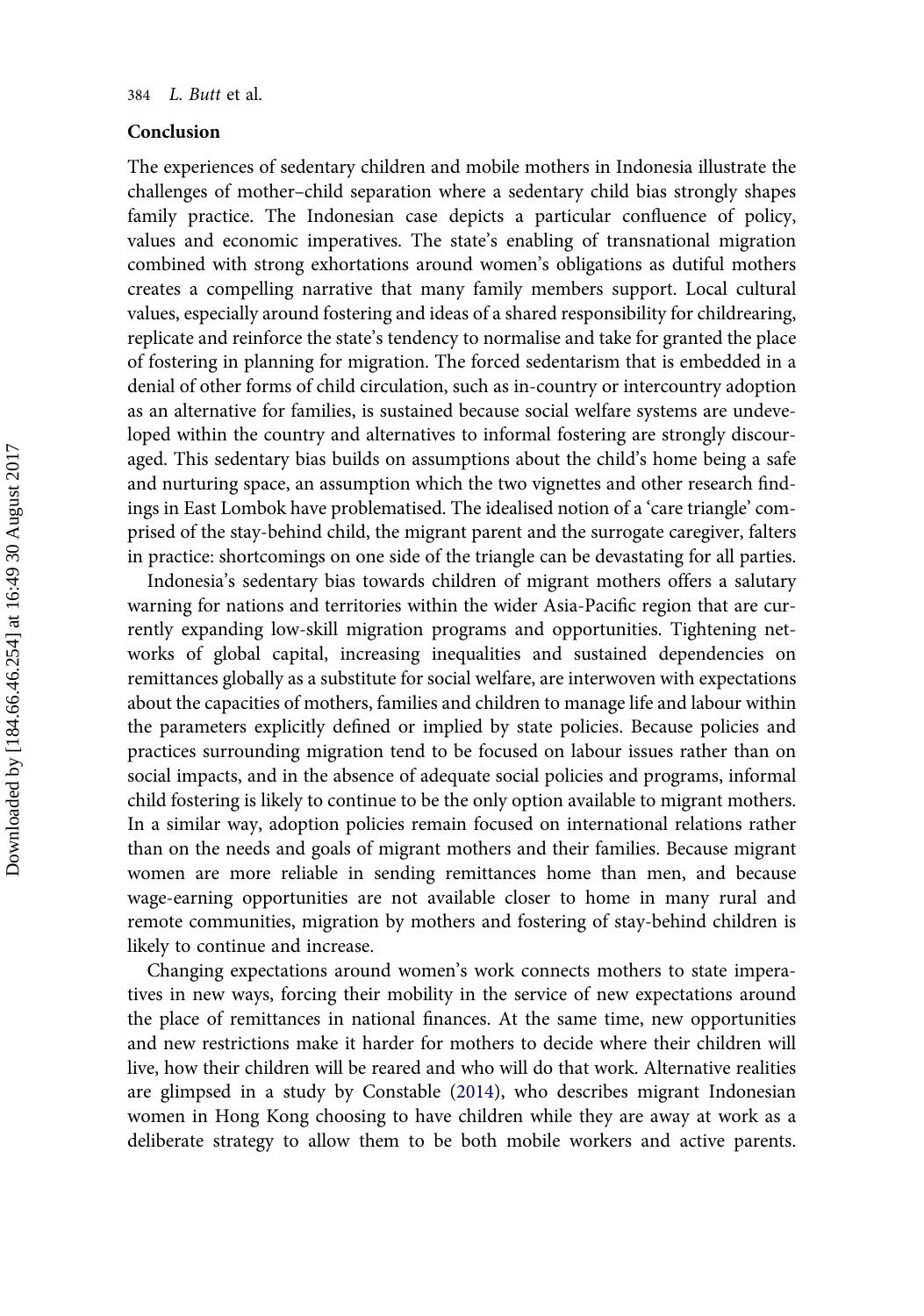## Conclusion

The experiences of sedentary children and mobile mothers in Indonesia illustrate the challenges of mother–child separation where a sedentary child bias strongly shapes family practice. The Indonesian case depicts a particular confluence of policy, values and economic imperatives. The state's enabling of transnational migration combined with strong exhortations around women's obligations as dutiful mothers creates a compelling narrative that many family members support. Local cultural values, especially around fostering and ideas of a shared responsibility for childrearing, replicate and reinforce the state's tendency to normalise and take for granted the place of fostering in planning for migration. The forced sedentarism that is embedded in a denial of other forms of child circulation, such as in-country or intercountry adoption as an alternative for families, is sustained because social welfare systems are undeveloped within the country and alternatives to informal fostering are strongly discouraged. This sedentary bias builds on assumptions about the child's home being a safe and nurturing space, an assumption which the two vignettes and other research findings in East Lombok have problematised. The idealised notion of a 'care triangle' comprised of the stay-behind child, the migrant parent and the surrogate caregiver, falters in practice: shortcomings on one side of the triangle can be devastating for all parties.

Indonesia's sedentary bias towards children of migrant mothers offers a salutary warning for nations and territories within the wider Asia-Pacific region that are currently expanding low-skill migration programs and opportunities. Tightening networks of global capital, increasing inequalities and sustained dependencies on remittances globally as a substitute for social welfare, are interwoven with expectations about the capacities of mothers, families and children to manage life and labour within the parameters explicitly defined or implied by state policies. Because policies and practices surrounding migration tend to be focused on labour issues rather than on social impacts, and in the absence of adequate social policies and programs, informal child fostering is likely to continue to be the only option available to migrant mothers. In a similar way, adoption policies remain focused on international relations rather than on the needs and goals of migrant mothers and their families. Because migrant women are more reliable in sending remittances home than men, and because wage-earning opportunities are not available closer to home in many rural and remote communities, migration by mothers and fostering of stay-behind children is likely to continue and increase.

Changing expectations around women's work connects mothers to state imperatives in new ways, forcing their mobility in the service of new expectations around the place of remittances in national finances. At the same time, new opportunities and new restrictions make it harder for mothers to decide where their children will live, how their children will be reared and who will do that work. Alternative realities are glimpsed in a study by Constable (2014), who describes migrant Indonesian women in Hong Kong choosing to have children while they are away at work as a deliberate strategy to allow them to be both mobile workers and active parents.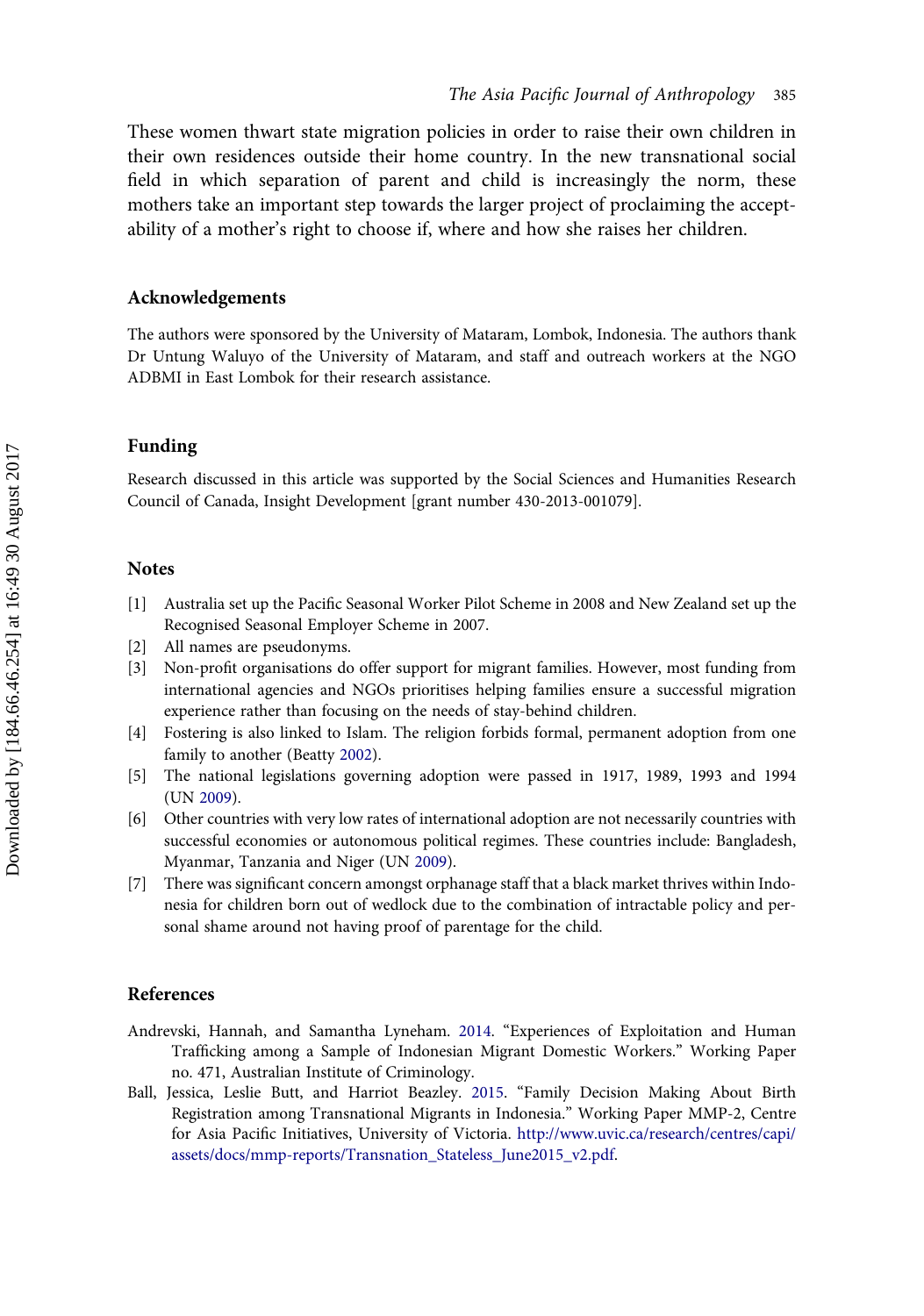These women thwart state migration policies in order to raise their own children in their own residences outside their home country. In the new transnational social field in which separation of parent and child is increasingly the norm, these mothers take an important step towards the larger project of proclaiming the acceptability of a mother's right to choose if, where and how she raises her children.

## Acknowledgements

The authors were sponsored by the University of Mataram, Lombok, Indonesia. The authors thank Dr Untung Waluyo of the University of Mataram, and staff and outreach workers at the NGO ADBMI in East Lombok for their research assistance.

## Funding

Research discussed in this article was supported by the Social Sciences and Humanities Research Council of Canada, Insight Development [grant number 430-2013-001079].

## Notes

[1] Australia set up the Pacific Seasonal Worker Pilot Scheme in 2008 and New Zealand set up the Recognised Seasonal Employer Scheme in 2007.

[2] All names are pseudonyms.

[3] Non-profit organisations do offer support for migrant families. However, most funding from international agencies and NGOs prioritises helping families ensure a successful migration experience rather than focusing on the needs of stay-behind children.

[4] Fostering is also linked to Islam. The religion forbids formal, permanent adoption from one family to another (Beatty 2002).

[5] The national legislations governing adoption were passed in 1917, 1989, 1993 and 1994 (UN 2009).

[6] Other countries with very low rates of international adoption are not necessarily countries with successful economies or autonomous political regimes. These countries include: Bangladesh, Myanmar, Tanzania and Niger (UN 2009).

[7] There was significant concern amongst orphanage staff that a black market thrives within Indonesia for children born out of wedlock due to the combination of intractable policy and personal shame around not having proof of parentage for the child.

## References

Andrevski, Hannah, and Samantha Lyneham. 2014. "Experiences of Exploitation and Human Trafficking among a Sample of Indonesian Migrant Domestic Workers." Working Paper no. 471, Australian Institute of Criminology.

Ball, Jessica, Leslie Butt, and Harriot Beazley. 2015. "Family Decision Making About Birth Registration among Transnational Migrants in Indonesia." Working Paper MMP-2, Centre for Asia Pacific Initiatives, University of Victoria. http://www.uvic.ca/research/centres/capi/assets/docs/mmp-reports/Transnation_Stateless_June2015_v2.pdf.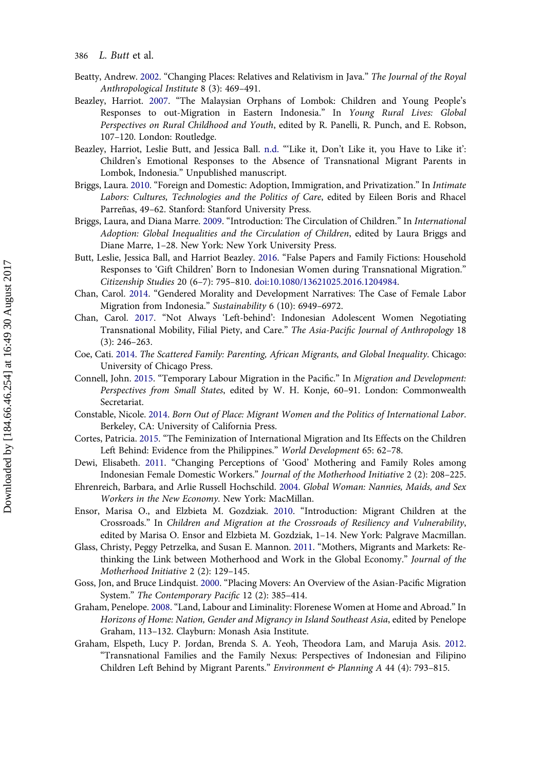Beatty, Andrew. 2002. "Changing Places: Relatives and Relativism in Java." *The Journal of the Royal Anthropological Institute* 8 (3): 469–491.

Beazley, Harriot. 2007. "The Malaysian Orphans of Lombok: Children and Young People's Responses to out-Migration in Eastern Indonesia." In *Young Rural Lives: Global Perspectives on Rural Childhood and Youth*, edited by R. Panelli, R. Punch, and E. Robson, 107–120. London: Routledge.

Beazley, Harriot, Leslie Butt, and Jessica Ball. n.d. "'Like it, Don't Like it, you Have to Like it': Children's Emotional Responses to the Absence of Transnational Migrant Parents in Lombok, Indonesia." Unpublished manuscript.

Briggs, Laura. 2010. "Foreign and Domestic: Adoption, Immigration, and Privatization." In *Intimate Labors: Cultures, Technologies and the Politics of Care*, edited by Eileen Boris and Rhacel Parreñas, 49–62. Stanford: Stanford University Press.

Briggs, Laura, and Diana Marre. 2009. "Introduction: The Circulation of Children." In *International Adoption: Global Inequalities and the Circulation of Children*, edited by Laura Briggs and Diane Marre, 1–28. New York: New York University Press.

Butt, Leslie, Jessica Ball, and Harriot Beazley. 2016. "False Papers and Family Fictions: Household Responses to 'Gift Children' Born to Indonesian Women during Transnational Migration." *Citizenship Studies* 20 (6–7): 795–810. doi:10.1080/13621025.2016.1204984.

Chan, Carol. 2014. "Gendered Morality and Development Narratives: The Case of Female Labor Migration from Indonesia." *Sustainability* 6 (10): 6949–6972.

Chan, Carol. 2017. "Not Always 'Left-behind': Indonesian Adolescent Women Negotiating Transnational Mobility, Filial Piety, and Care." *The Asia-Pacific Journal of Anthropology* 18 (3): 246–263.

Coe, Cati. 2014. *The Scattered Family: Parenting, African Migrants, and Global Inequality*. Chicago: University of Chicago Press.

Connell, John. 2015. "Temporary Labour Migration in the Pacific." In *Migration and Development: Perspectives from Small States*, edited by W. H. Konje, 60–91. London: Commonwealth Secretariat.

Constable, Nicole. 2014. *Born Out of Place: Migrant Women and the Politics of International Labor*. Berkeley, CA: University of California Press.

Cortes, Patricia. 2015. "The Feminization of International Migration and Its Effects on the Children Left Behind: Evidence from the Philippines." *World Development* 65: 62–78.

Dewi, Elisabeth. 2011. "Changing Perceptions of 'Good' Mothering and Family Roles among Indonesian Female Domestic Workers." *Journal of the Motherhood Initiative* 2 (2): 208–225.

Ehrenreich, Barbara, and Arlie Russell Hochschild. 2004. *Global Woman: Nannies, Maids, and Sex Workers in the New Economy*. New York: MacMillan.

Ensor, Marisa O., and Elzbieta M. Gozdziak. 2010. "Introduction: Migrant Children at the Crossroads." In *Children and Migration at the Crossroads of Resiliency and Vulnerability*, edited by Marisa O. Ensor and Elzbieta M. Gozdziak, 1–14. New York: Palgrave Macmillan.

Glass, Christy, Peggy Petrzelka, and Susan E. Mannon. 2011. "Mothers, Migrants and Markets: Re-thinking the Link between Motherhood and Work in the Global Economy." *Journal of the Motherhood Initiative* 2 (2): 129–145.

Goss, Jon, and Bruce Lindquist. 2000. "Placing Movers: An Overview of the Asian-Pacific Migration System." *The Contemporary Pacific* 12 (2): 385–414.

Graham, Penelope. 2008. "Land, Labour and Liminality: Florenese Women at Home and Abroad." In *Horizons of Home: Nation, Gender and Migrancy in Island Southeast Asia*, edited by Penelope Graham, 113–132. Clayburn: Monash Asia Institute.

Graham, Elspeth, Lucy P. Jordan, Brenda S. A. Yeoh, Theodora Lam, and Maruja Asis. 2012. "Transnational Families and the Family Nexus: Perspectives of Indonesian and Filipino Children Left Behind by Migrant Parents." *Environment & Planning A* 44 (4): 793–815.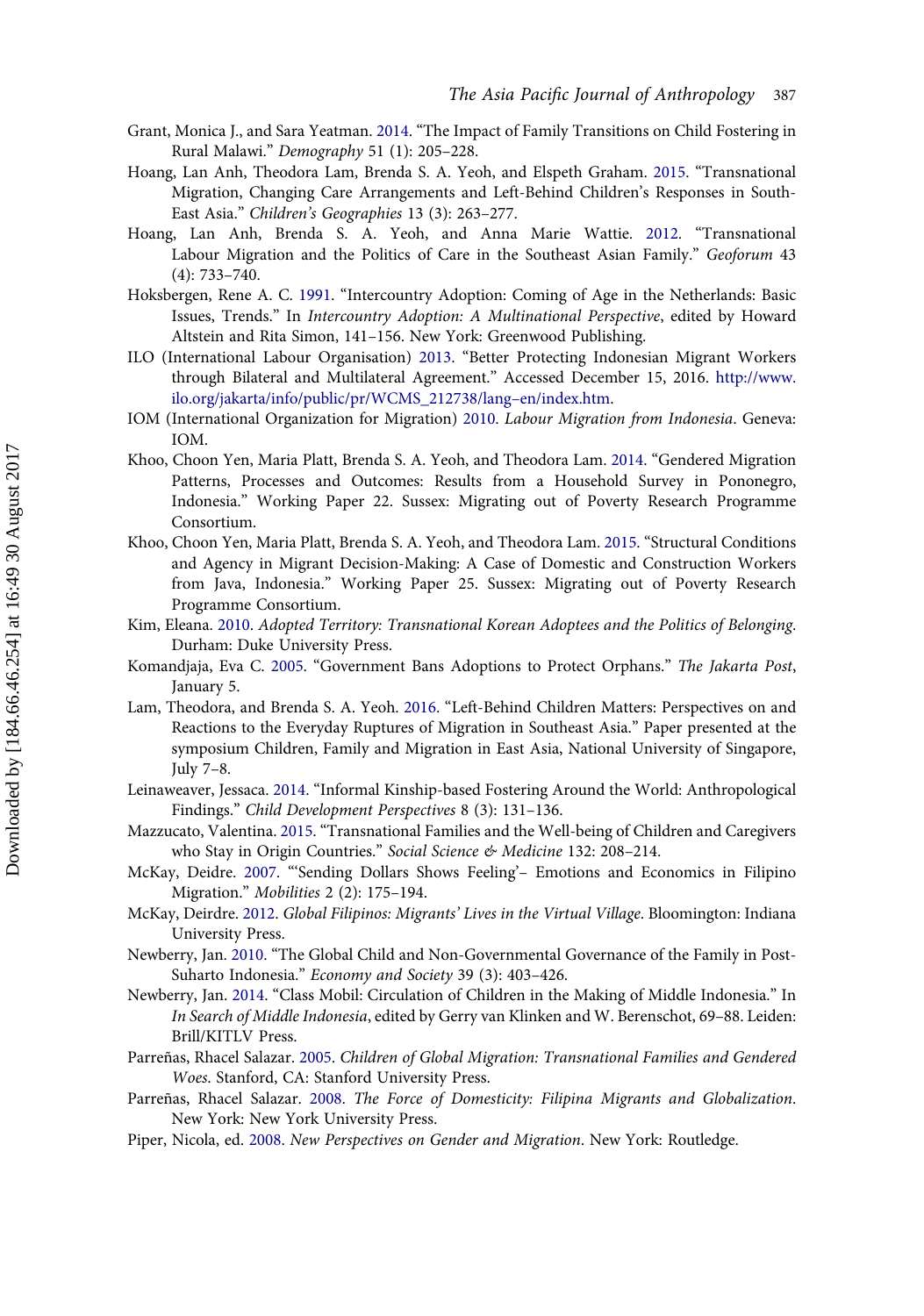Grant, Monica J., and Sara Yeatman. 2014. "The Impact of Family Transitions on Child Fostering in Rural Malawi." *Demography* 51 (1): 205–228.

Hoang, Lan Anh, Theodora Lam, Brenda S. A. Yeoh, and Elspeth Graham. 2015. "Transnational Migration, Changing Care Arrangements and Left-Behind Children's Responses in South-East Asia." *Children's Geographies* 13 (3): 263–277.

Hoang, Lan Anh, Brenda S. A. Yeoh, and Anna Marie Wattie. 2012. "Transnational Labour Migration and the Politics of Care in the Southeast Asian Family." *Geoforum* 43 (4): 733–740.

Hoksbergen, Rene A. C. 1991. "Intercountry Adoption: Coming of Age in the Netherlands: Basic Issues, Trends." In *Intercountry Adoption: A Multinational Perspective*, edited by Howard Altstein and Rita Simon, 141–156. New York: Greenwood Publishing.

ILO (International Labour Organisation) 2013. "Better Protecting Indonesian Migrant Workers through Bilateral and Multilateral Agreement." Accessed December 15, 2016. http://www.ilo.org/jakarta/info/public/pr/WCMS_212738/lang–en/index.htm.

IOM (International Organization for Migration) 2010. *Labour Migration from Indonesia*. Geneva: IOM.

Khoo, Choon Yen, Maria Platt, Brenda S. A. Yeoh, and Theodora Lam. 2014. "Gendered Migration Patterns, Processes and Outcomes: Results from a Household Survey in Ponorogo, Indonesia." Working Paper 22. Sussex: Migrating out of Poverty Research Programme Consortium.

Khoo, Choon Yen, Maria Platt, Brenda S. A. Yeoh, and Theodora Lam. 2015. "Structural Conditions and Agency in Migrant Decision-Making: A Case of Domestic and Construction Workers from Java, Indonesia." Working Paper 25. Sussex: Migrating out of Poverty Research Programme Consortium.

Kim, Eleana. 2010. *Adopted Territory: Transnational Korean Adoptees and the Politics of Belonging*. Durham: Duke University Press.

Komandjaja, Eva C. 2005. "Government Bans Adoptions to Protect Orphans." *The Jakarta Post*, January 5.

Lam, Theodora, and Brenda S. A. Yeoh. 2016. "Left-Behind Children Matters: Perspectives on and Reactions to the Everyday Ruptures of Migration in Southeast Asia." Paper presented at the symposium Children, Family and Migration in East Asia, National University of Singapore, July 7–8.

Leinaweaver, Jessaca. 2014. "Informal Kinship-based Fostering Around the World: Anthropological Findings." *Child Development Perspectives* 8 (3): 131–136.

Mazzucato, Valentina. 2015. "Transnational Families and the Well-being of Children and Caregivers who Stay in Origin Countries." *Social Science & Medicine* 132: 208–214.

McKay, Deidre. 2007. "'Sending Dollars Shows Feeling'– Emotions and Economics in Filipino Migration." *Mobilities* 2 (2): 175–194.

McKay, Deirdre. 2012. *Global Filipinos: Migrants' Lives in the Virtual Village*. Bloomington: Indiana University Press.

Newberry, Jan. 2010. "The Global Child and Non-Governmental Governance of the Family in Post-Suharto Indonesia." *Economy and Society* 39 (3): 403–426.

Newberry, Jan. 2014. "Class Mobil: Circulation of Children in the Making of Middle Indonesia." In *In Search of Middle Indonesia*, edited by Gerry van Klinken and W. Berenschot, 69–88. Leiden: Brill/KITLV Press.

Parreñas, Rhacel Salazar. 2005. *Children of Global Migration: Transnational Families and Gendered Woes*. Stanford, CA: Stanford University Press.

Parreñas, Rhacel Salazar. 2008. *The Force of Domesticity: Filipina Migrants and Globalization*. New York: New York University Press.

Piper, Nicola, ed. 2008. *New Perspectives on Gender and Migration*. New York: Routledge.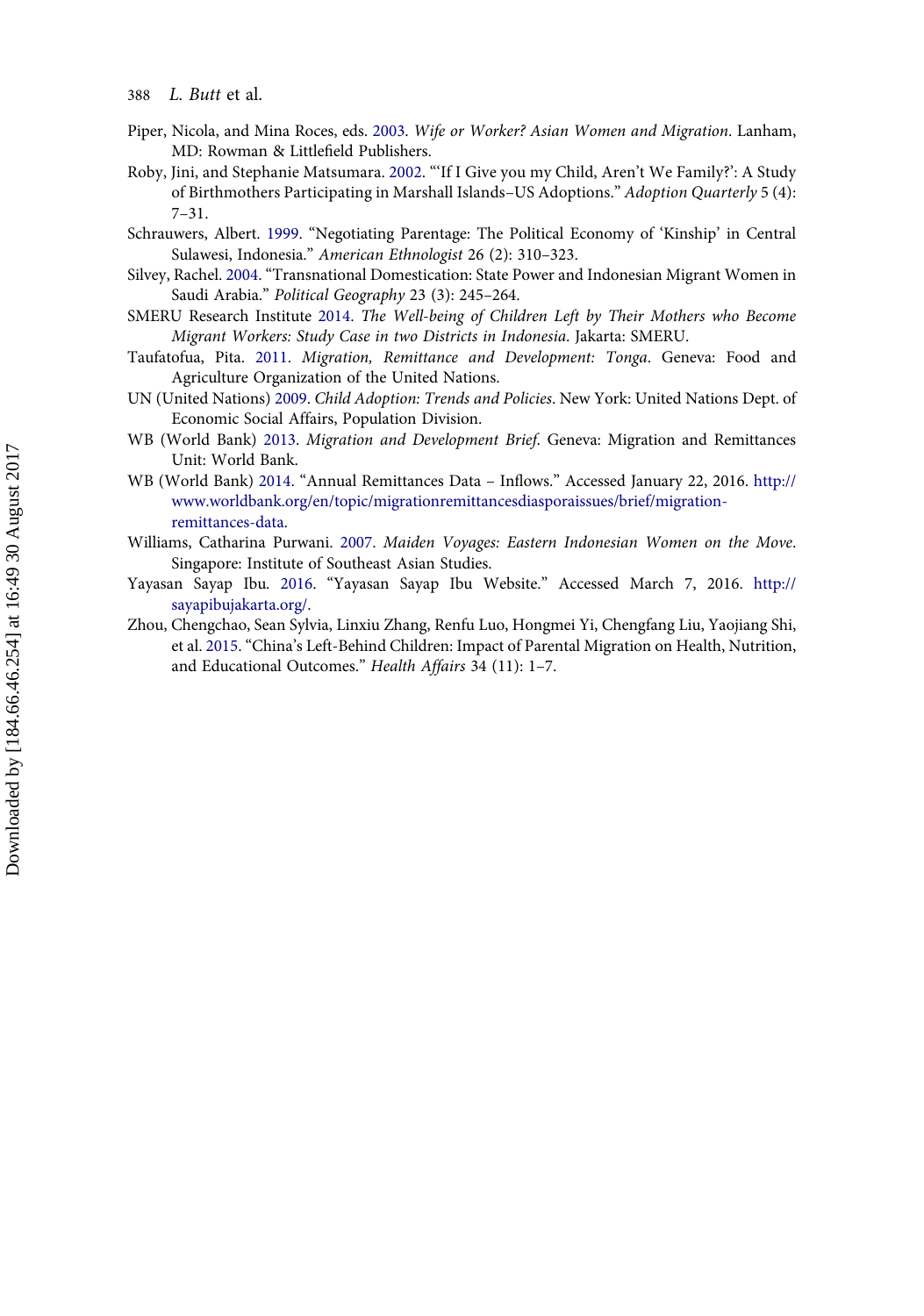Piper, Nicola, and Mina Roces, eds. 2003. *Wife or Worker? Asian Women and Migration*. Lanham, MD: Rowman & Littlefield Publishers.

Roby, Jini, and Stephanie Matsumara. 2002. "'If I Give you my Child, Aren't We Family?': A Study of Birthmothers Participating in Marshall Islands–US Adoptions." *Adoption Quarterly* 5 (4): 7–31.

Schrauwers, Albert. 1999. "Negotiating Parentage: The Political Economy of 'Kinship' in Central Sulawesi, Indonesia." *American Ethnologist* 26 (2): 310–323.

Silvey, Rachel. 2004. "Transnational Domestication: State Power and Indonesian Migrant Women in Saudi Arabia." *Political Geography* 23 (3): 245–264.

SMERU Research Institute 2014. *The Well-being of Children Left by Their Mothers who Become Migrant Workers: Study Case in two Districts in Indonesia*. Jakarta: SMERU.

Taufatofua, Pita. 2011. *Migration, Remittance and Development: Tonga*. Geneva: Food and Agriculture Organization of the United Nations.

UN (United Nations) 2009. *Child Adoption: Trends and Policies*. New York: United Nations Dept. of Economic Social Affairs, Population Division.

WB (World Bank) 2013. *Migration and Development Brief*. Geneva: Migration and Remittances Unit: World Bank.

WB (World Bank) 2014. "Annual Remittances Data – Inflows." Accessed January 22, 2016. http://www.worldbank.org/en/topic/migrationremittancesdiasporaissues/brief/migration-remittances-data.

Williams, Catharina Purwani. 2007. *Maiden Voyages: Eastern Indonesian Women on the Move*. Singapore: Institute of Southeast Asian Studies.

Yayasan Sayap Ibu. 2016. "Yayasan Sayap Ibu Website." Accessed March 7, 2016. http://sayapibujakarta.org/.

Zhou, Chengchao, Sean Sylvia, Linxiu Zhang, Renfu Luo, Hongmei Yi, Chengfang Liu, Yaojiang Shi, et al. 2015. "China's Left-Behind Children: Impact of Parental Migration on Health, Nutrition, and Educational Outcomes." *Health Affairs* 34 (11): 1–7.